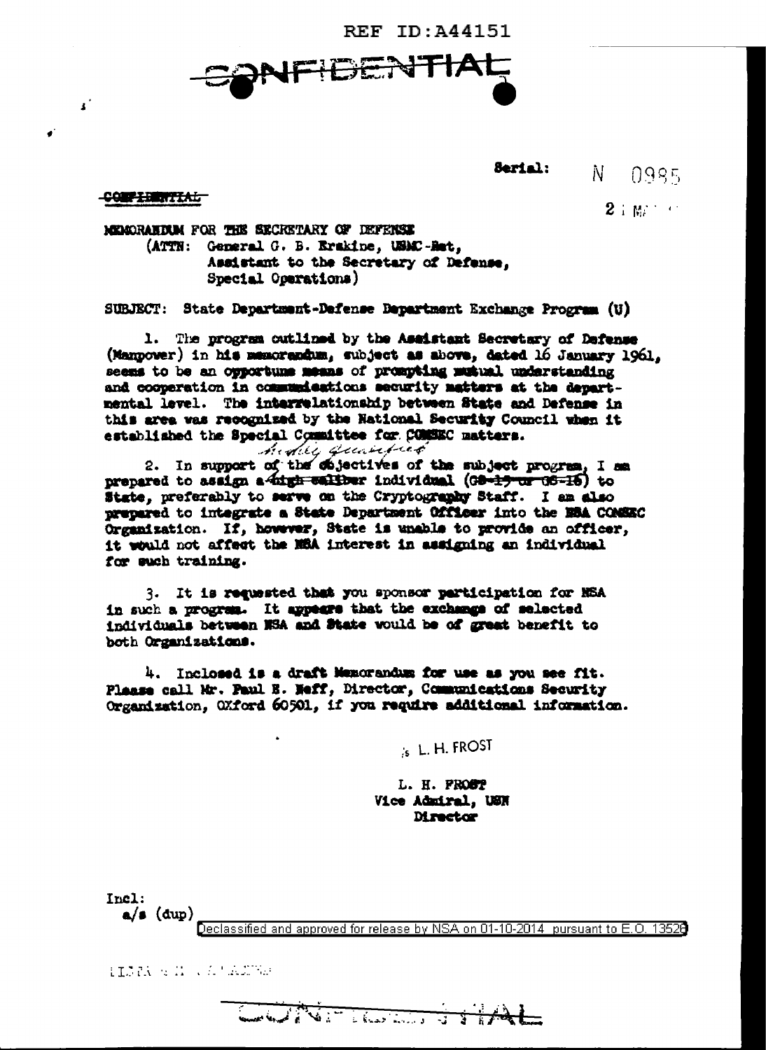REF ID:A44151

CONFIDENTIAL

Serial: N 0985

CONFIDENTIAL

2 I MA

MEMORANDUM FOR THE SECRETARY OF DEFENSE
(ATTN: General G. B. Erskine, USMC-Ret,
Assistant to the Secretary of Defense,
Special Operations)

SUBJECT: State Department-Defense Department Exchange Program (U)

1. The program outlined by the Assistant Secretary of Defense (Manpower) in his memorandum, subject as above, dated 16 January 1961, seems to be an opportune means of prompting mutual understanding and cooperation in communications security matters at the departmental level. The interrelationship between State and Defense in this area was recognized by the National Security Council when it established the Special Committee for COMSEC matters.

2. In support of the objectives of the subject program, I am prepared to assign a ~~high caliber~~ *highly qualified* individual (~~GS-15 or GS-16~~) to State, preferably to serve on the Cryptography Staff. I am also prepared to integrate a State Department Officer into the NSA COMSEC Organization. If, however, State is unable to provide an officer, it would not affect the NSA interest in assigning an individual for such training.

3. It is requested that you sponsor participation for NSA in such a program. It appears that the exchange of selected individuals between NSA and State would be of great benefit to both Organizations.

4. Inclosed is a draft Memorandum for use as you see fit. Please call Mr. Paul E. Neff, Director, Communications Security Organization, OXford 60501, if you require additional information.

/s L. H. FROST

L. H. FROST
Vice Admiral, USN
Director

Incl:
a/s (dup)

Declassified and approved for release by NSA on 01-10-2014 pursuant to E.O. 13526

CONFIDENTIAL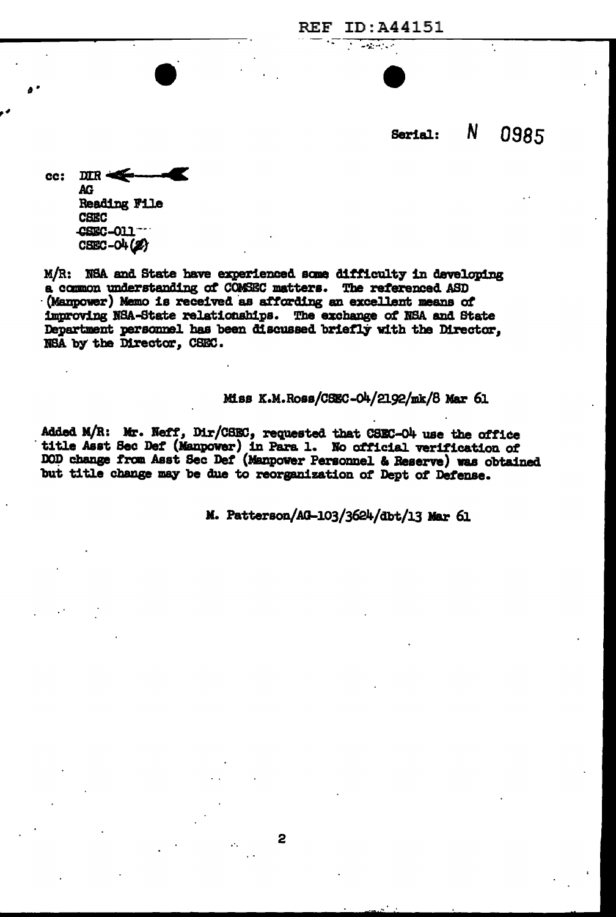REF ID:A44151

Serial: N 0985

cc: DIR
AG
Reading File
CSEC
~~CSEC-011~~
CSEC-04(2)

M/R: NSA and State have experienced some difficulty in developing a common understanding of COMSEC matters. The referenced ASD (Manpower) Memo is received as affording an excellent means of improving NSA-State relationships. The exchange of NSA and State Department personnel has been discussed briefly with the Director, NSA by the Director, CSEC.

Miss K.M.Ross/CSEC-04/2192/mk/8 Mar 61

Added M/R: Mr. Neff, Dir/CSEC, requested that CSEC-04 use the office title Asst Sec Def (Manpower) in Para 1. No official verification of DOD change from Asst Sec Def (Manpower Personnel & Reserve) was obtained but title change may be due to reorganization of Dept of Defense.

M. Patterson/AG-103/3624/dbt/13 Mar 61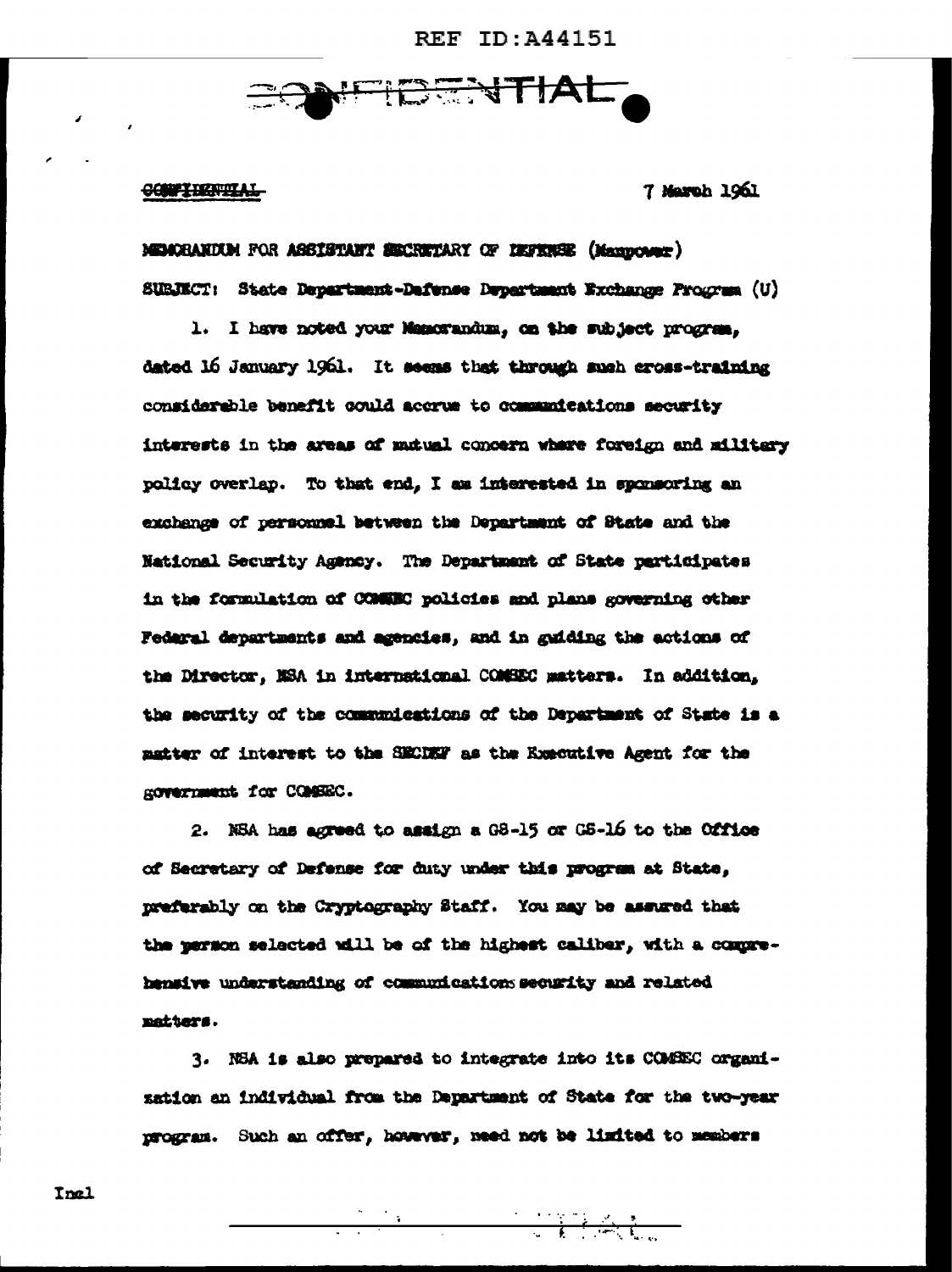REF ID:A44151

CONFIDENTIAL

CONFIDENTIAL

7 March 1961

MEMORANDUM FOR ASSISTANT SECRETARY OF DEFENSE (Manpower)

SUBJECT: State Department-Defense Department Exchange Program (U)

1. I have noted your Memorandum, on the subject program, dated 16 January 1961. It seems that through such cross-training considerable benefit could accrue to communications security interests in the areas of mutual concern where foreign and military policy overlap. To that end, I am interested in sponsoring an exchange of personnel between the Department of State and the National Security Agency. The Department of State participates in the formulation of COMSEC policies and plans governing other Federal departments and agencies, and in guiding the actions of the Director, NSA in international COMSEC matters. In addition, the security of the communications of the Department of State is a matter of interest to the SECDEF as the Executive Agent for the government for COMSEC.

2. NSA has agreed to assign a GS-15 or GS-16 to the Office of Secretary of Defense for duty under this program at State, preferably on the Cryptography Staff. You may be assured that the person selected will be of the highest caliber, with a comprehensive understanding of communications security and related matters.

3. NSA is also prepared to integrate into its COMSEC organization an individual from the Department of State for the two-year program. Such an offer, however, need not be limited to members

Incl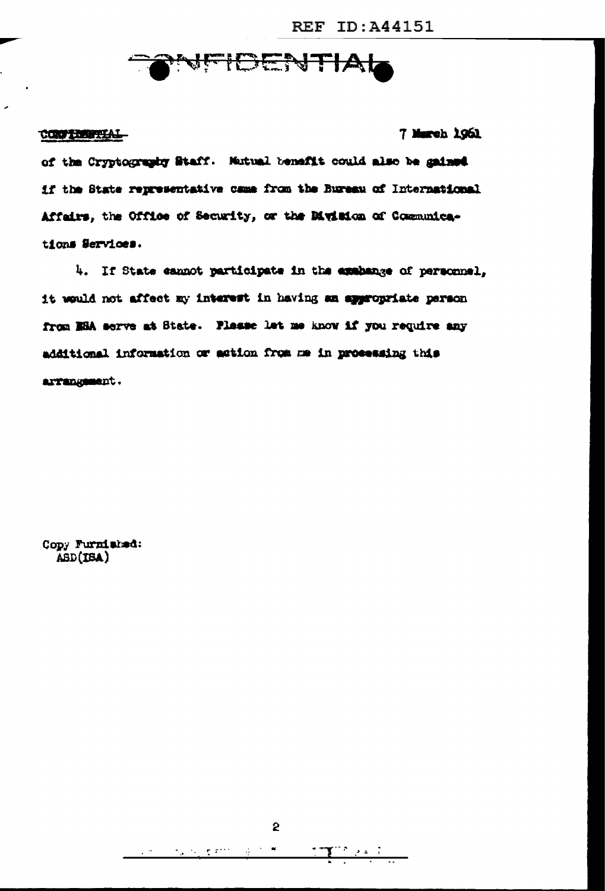CONFIDENTIAL

CONFIDENTIAL 7 March 1961

of the Cryptography Staff. Mutual benefit could also be gained if the State representative came from the Bureau of International Affairs, the Office of Security, or the Division of Communications Services.

4. If State cannot participate in the exchange of personnel, it would not affect my interest in having an appropriate person from NSA serve at State. Please let me know if you require any additional information or action from me in processing this arrangement.

Copy Furnished:
ASD(ISA)